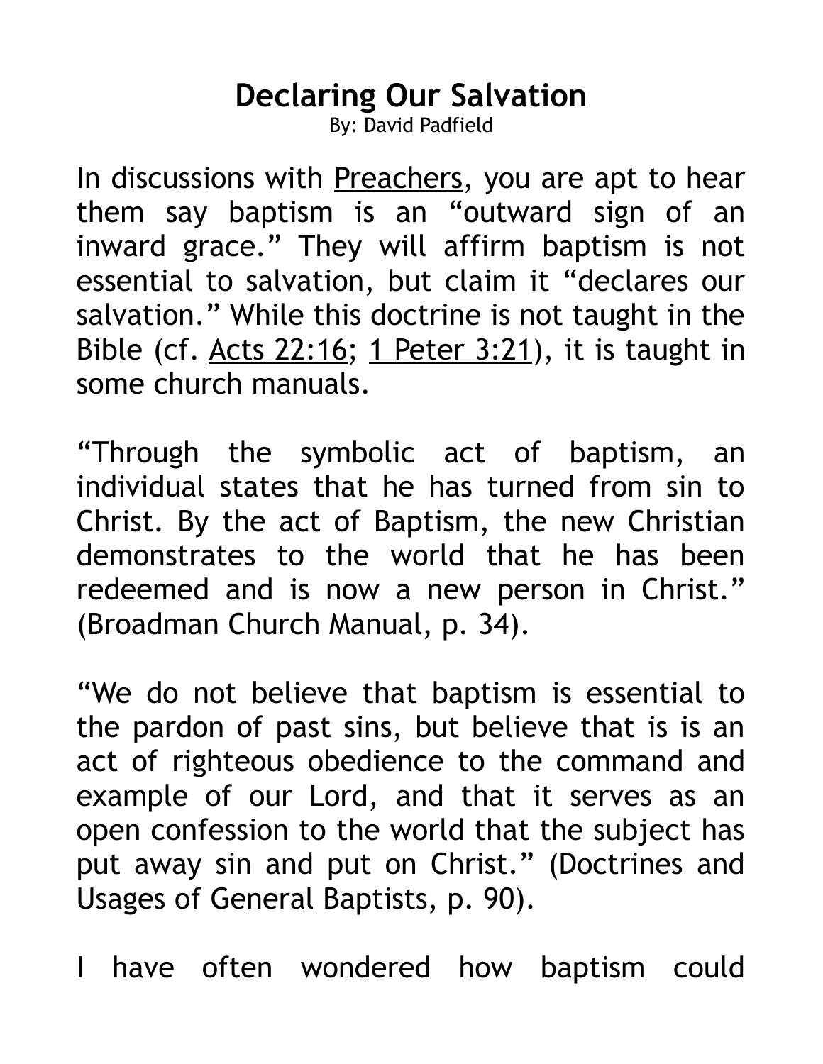# Declaring Our Salvation

By: David Padfield

In discussions with Preachers, you are apt to hear them say baptism is an "outward sign of an inward grace." They will affirm baptism is not essential to salvation, but claim it "declares our salvation." While this doctrine is not taught in the Bible (cf. Acts 22:16; 1 Peter 3:21), it is taught in some church manuals.

"Through the symbolic act of baptism, an individual states that he has turned from sin to Christ. By the act of Baptism, the new Christian demonstrates to the world that he has been redeemed and is now a new person in Christ." (Broadman Church Manual, p. 34).

"We do not believe that baptism is essential to the pardon of past sins, but believe that is is an act of righteous obedience to the command and example of our Lord, and that it serves as an open confession to the world that the subject has put away sin and put on Christ." (Doctrines and Usages of General Baptists, p. 90).

I have often wondered how baptism could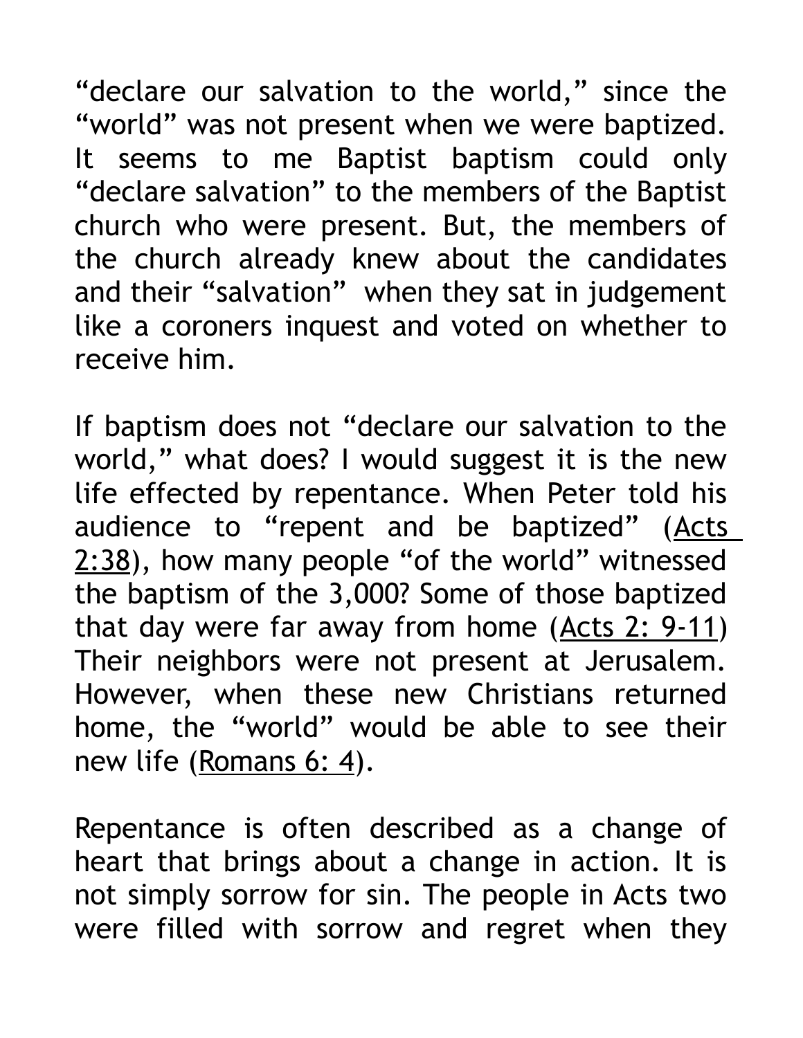"declare our salvation to the world," since the "world" was not present when we were baptized. It seems to me Baptist baptism could only "declare salvation" to the members of the Baptist church who were present. But, the members of the church already knew about the candidates and their "salvation" when they sat in judgement like a coroners inquest and voted on whether to receive him.

If baptism does not "declare our salvation to the world," what does? I would suggest it is the new life effected by repentance. When Peter told his audience to "repent and be baptized" (Acts 2:38), how many people "of the world" witnessed the baptism of the 3,000? Some of those baptized that day were far away from home (Acts 2: 9-11) Their neighbors were not present at Jerusalem. However, when these new Christians returned home, the "world" would be able to see their new life (Romans 6: 4).

Repentance is often described as a change of heart that brings about a change in action. It is not simply sorrow for sin. The people in Acts two were filled with sorrow and regret when they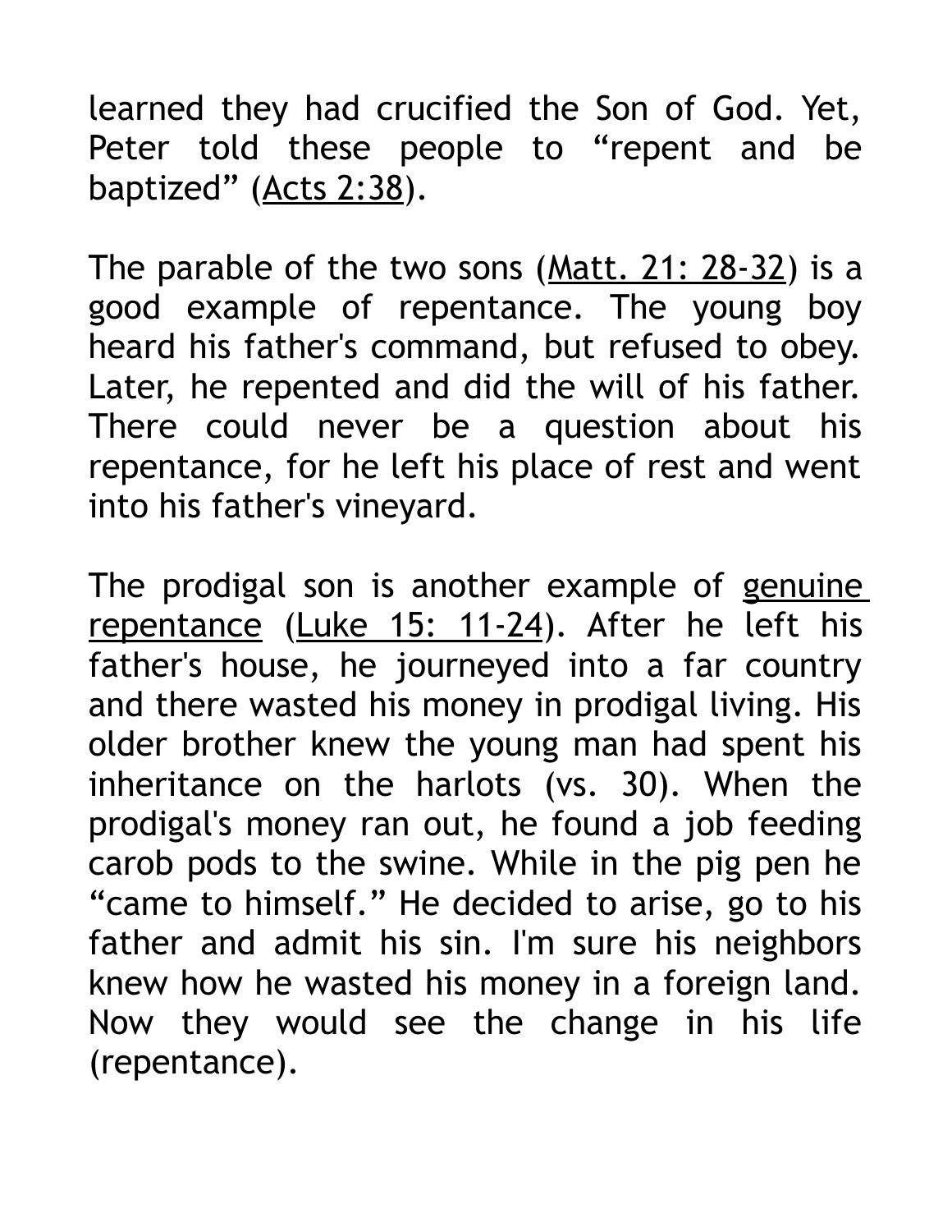learned they had crucified the Son of God. Yet, Peter told these people to “repent and be baptized” (Acts 2:38).

The parable of the two sons (Matt. 21: 28-32) is a good example of repentance. The young boy heard his father's command, but refused to obey. Later, he repented and did the will of his father. There could never be a question about his repentance, for he left his place of rest and went into his father's vineyard.

The prodigal son is another example of genuine repentance (Luke 15: 11-24). After he left his father's house, he journeyed into a far country and there wasted his money in prodigal living. His older brother knew the young man had spent his inheritance on the harlots (vs. 30). When the prodigal's money ran out, he found a job feeding carob pods to the swine. While in the pig pen he “came to himself.” He decided to arise, go to his father and admit his sin. I'm sure his neighbors knew how he wasted his money in a foreign land. Now they would see the change in his life (repentance).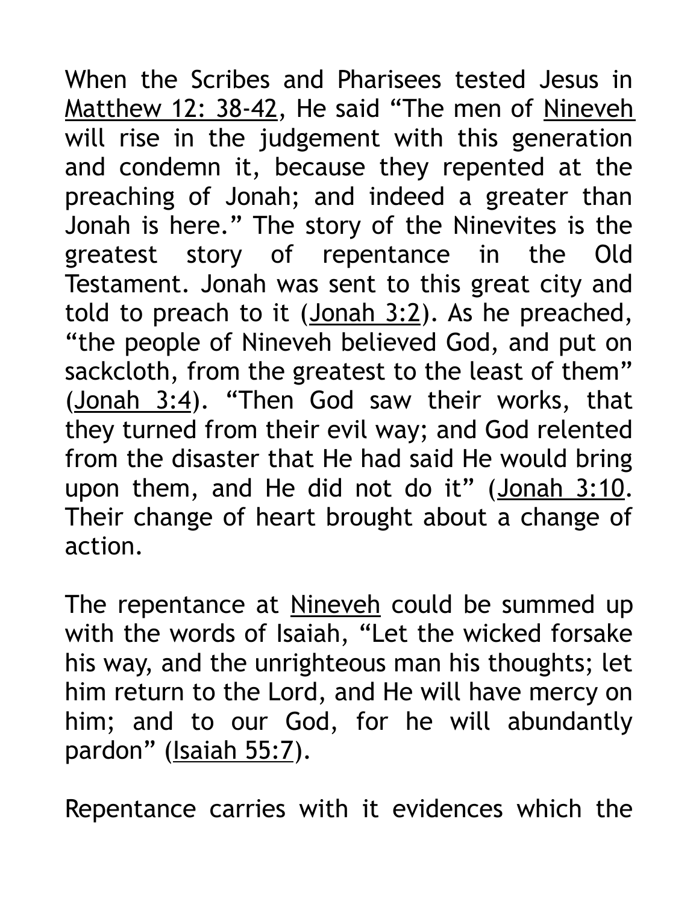When the Scribes and Pharisees tested Jesus in Matthew 12: 38-42, He said “The men of Nineveh will rise in the judgement with this generation and condemn it, because they repented at the preaching of Jonah; and indeed a greater than Jonah is here.” The story of the Ninevites is the greatest story of repentance in the Old Testament. Jonah was sent to this great city and told to preach to it (Jonah 3:2). As he preached, “the people of Nineveh believed God, and put on sackcloth, from the greatest to the least of them” (Jonah 3:4). “Then God saw their works, that they turned from their evil way; and God relented from the disaster that He had said He would bring upon them, and He did not do it” (Jonah 3:10. Their change of heart brought about a change of action.

The repentance at Nineveh could be summed up with the words of Isaiah, “Let the wicked forsake his way, and the unrighteous man his thoughts; let him return to the Lord, and He will have mercy on him; and to our God, for he will abundantly pardon” (Isaiah 55:7).

Repentance carries with it evidences which the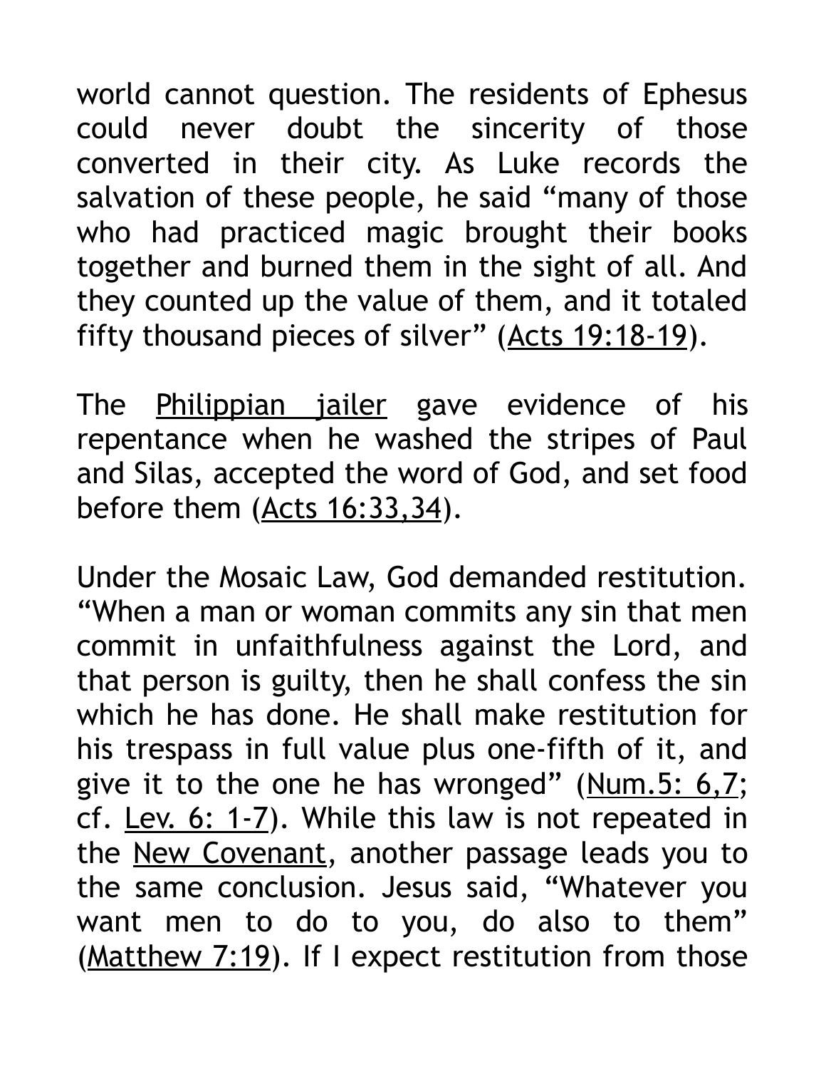world cannot question. The residents of Ephesus could never doubt the sincerity of those converted in their city. As Luke records the salvation of these people, he said “many of those who had practiced magic brought their books together and burned them in the sight of all. And they counted up the value of them, and it totaled fifty thousand pieces of silver” (Acts 19:18-19).

The Philippian jailer gave evidence of his repentance when he washed the stripes of Paul and Silas, accepted the word of God, and set food before them (Acts 16:33,34).

Under the Mosaic Law, God demanded restitution. “When a man or woman commits any sin that men commit in unfaithfulness against the Lord, and that person is guilty, then he shall confess the sin which he has done. He shall make restitution for his trespass in full value plus one-fifth of it, and give it to the one he has wronged” (Num.5: 6,7; cf. Lev. 6: 1-7). While this law is not repeated in the New Covenant, another passage leads you to the same conclusion. Jesus said, “Whatever you want men to do to you, do also to them” (Matthew 7:19). If I expect restitution from those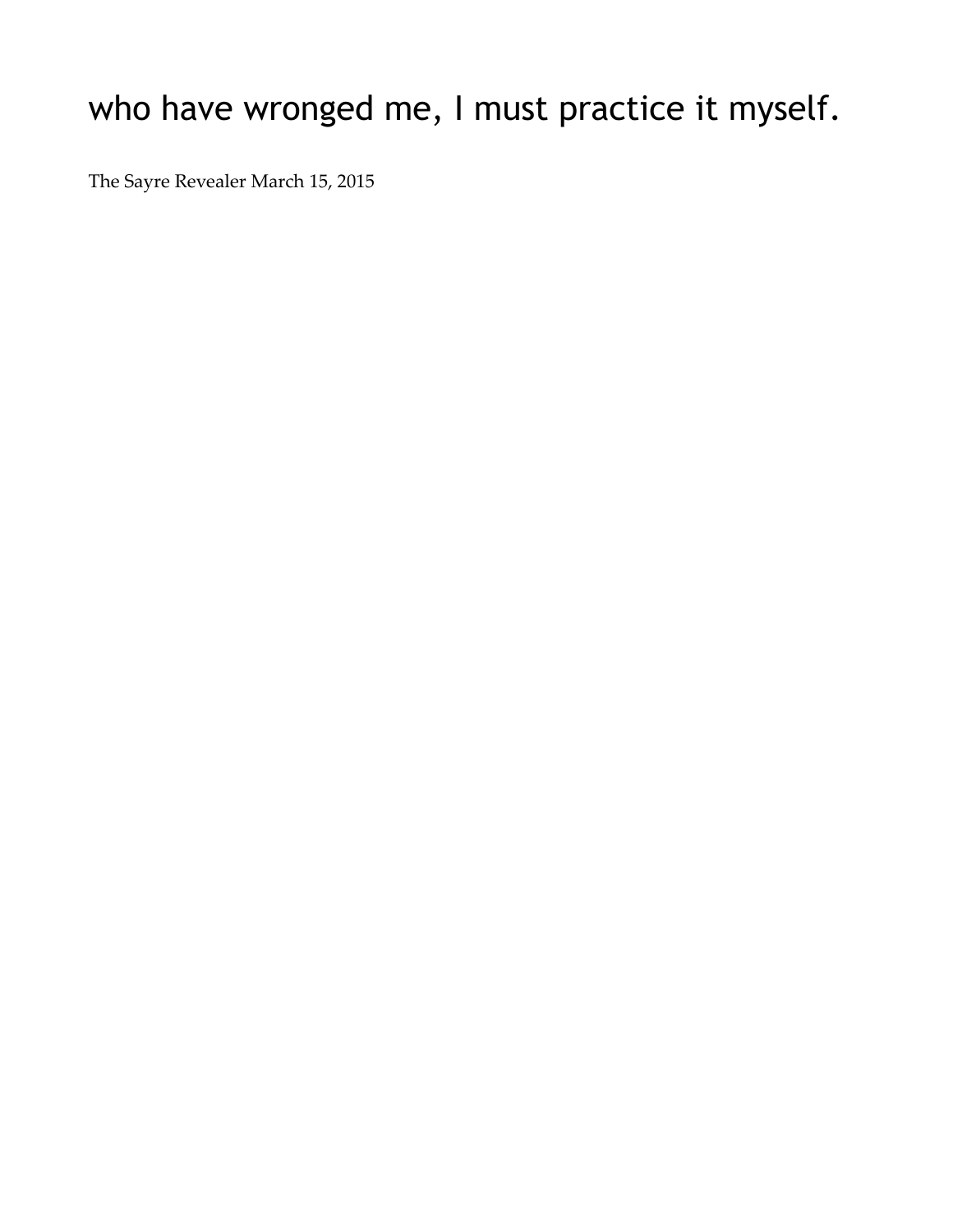who have wronged me, I must practice it myself.

The Sayre Revealer March 15, 2015